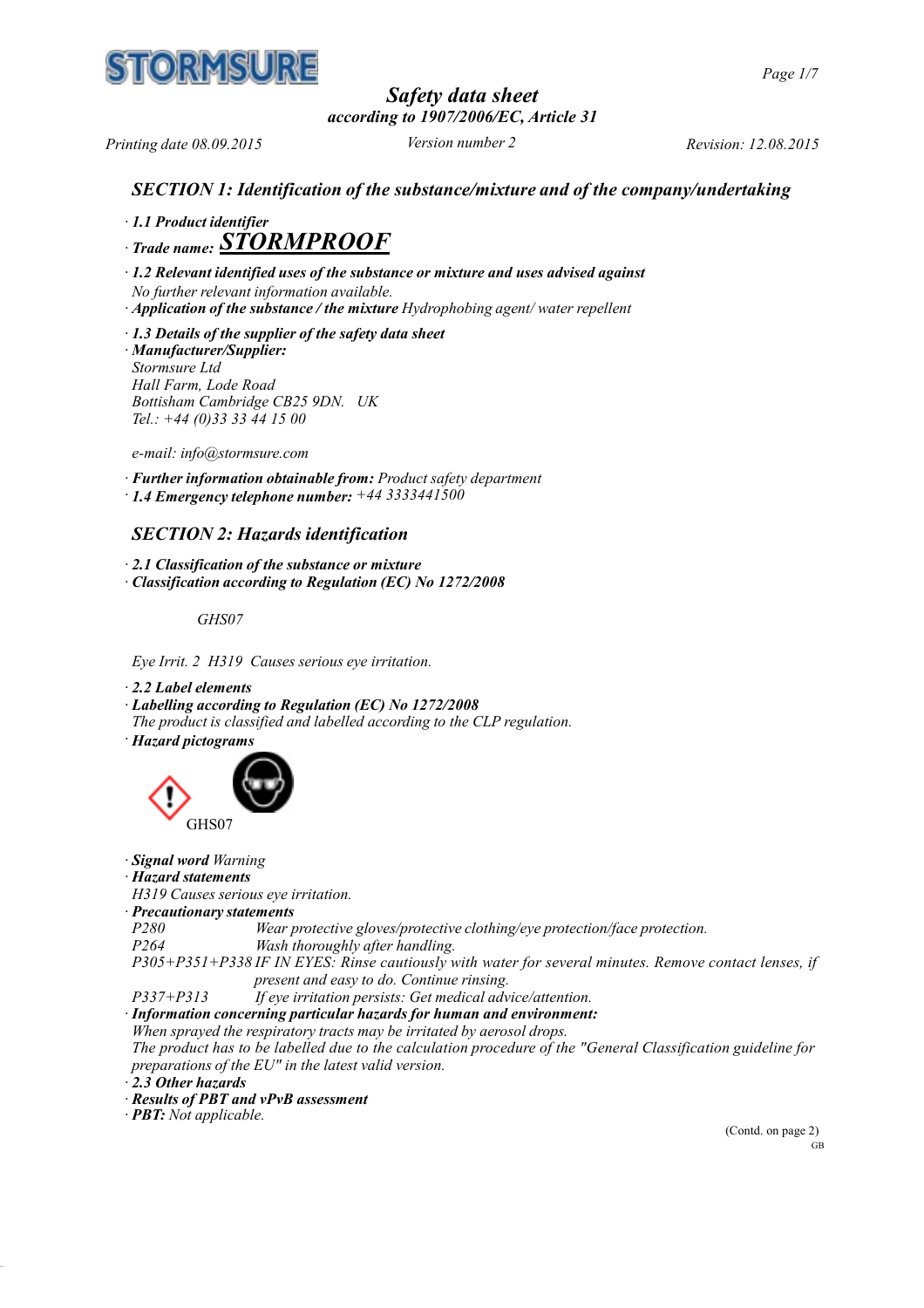STORMSURE

# Safety data sheet

*according to 1907/2006/EC, Article 31*

Printing date 08.09.2015 | Version number 2 | Revision: 12.08.2015

## SECTION 1: Identification of the substance/mixture and of the company/undertaking

· **1.1 Product identifier**

· **Trade name: STORMPROOF**

· **1.2 Relevant identified uses of the substance or mixture and uses advised against**
No further relevant information available.

· **Application of the substance / the mixture** Hydrophobing agent/ water repellent

· **1.3 Details of the supplier of the safety data sheet**

· **Manufacturer/Supplier:**
Stormsure Ltd
Hall Farm, Lode Road
Bottisham Cambridge CB25 9DN. UK
Tel.: +44 (0)33 33 44 15 00

e-mail: info@stormsure.com

· **Further information obtainable from:** Product safety department

· **1.4 Emergency telephone number:** +44 3333441500

## SECTION 2: Hazards identification

· **2.1 Classification of the substance or mixture**

· **Classification according to Regulation (EC) No 1272/2008**

GHS07

Eye Irrit. 2 H319 Causes serious eye irritation.

· **2.2 Label elements**

· **Labelling according to Regulation (EC) No 1272/2008**
The product is classified and labelled according to the CLP regulation.

· **Hazard pictograms**

GHS07

· **Signal word** Warning

· **Hazard statements**
H319 Causes serious eye irritation.

· **Precautionary statements**

| | |
|---|---|
| P280 | Wear protective gloves/protective clothing/eye protection/face protection. |
| P264 | Wash thoroughly after handling. |
| P305+P351+P338 | IF IN EYES: Rinse cautiously with water for several minutes. Remove contact lenses, if present and easy to do. Continue rinsing. |
| P337+P313 | If eye irritation persists: Get medical advice/attention. |

· **Information concerning particular hazards for human and environment:**
When sprayed the respiratory tracts may be irritated by aerosol drops.
The product has to be labelled due to the calculation procedure of the "General Classification guideline for preparations of the EU" in the latest valid version.

· **2.3 Other hazards**

· **Results of PBT and vPvB assessment**

· **PBT:** Not applicable.

(Contd. on page 2)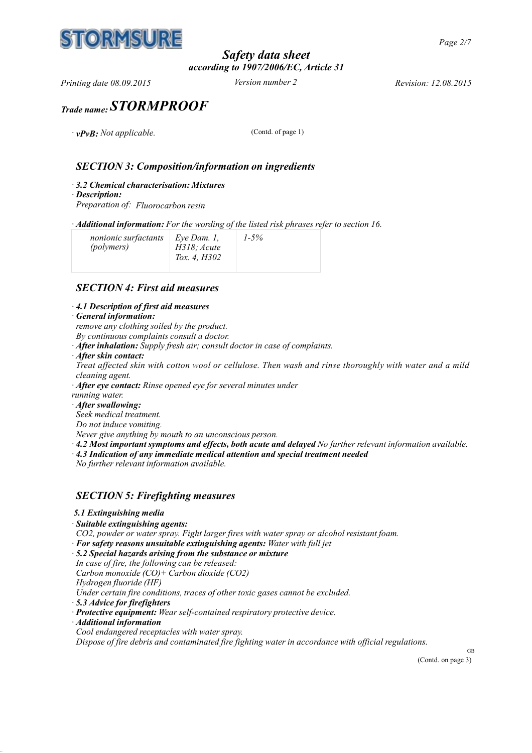# Safety data sheet

*according to 1907/2006/EC, Article 31*

*Printing date 08.09.2015* *Version number 2* *Revision: 12.08.2015*

*Trade name:* ***STORMPROOF***

· ***vPvB:*** *Not applicable.*

(Contd. of page 1)

## SECTION 3: Composition/information on ingredients

· ***3.2 Chemical characterisation: Mixtures***
· ***Description:***
*Preparation of: Fluorocarbon resin*

· ***Additional information:*** *For the wording of the listed risk phrases refer to section 16.*

| | | |
|---|---|---|
| *nonionic surfactants (polymers)* | *Eye Dam. 1, H318; Acute Tox. 4, H302* | *1-5%* |

## SECTION 4: First aid measures

· ***4.1 Description of first aid measures***
· ***General information:***
*remove any clothing soiled by the product.*
*By continuous complaints consult a doctor.*
· ***After inhalation:*** *Supply fresh air; consult doctor in case of complaints.*
· ***After skin contact:***
*Treat affected skin with cotton wool or cellulose. Then wash and rinse thoroughly with water and a mild cleaning agent.*
· ***After eye contact:*** *Rinse opened eye for several minutes under running water.*
· ***After swallowing:***
*Seek medical treatment.*
*Do not induce vomiting.*
*Never give anything by mouth to an unconscious person.*
· ***4.2 Most important symptoms and effects, both acute and delayed*** *No further relevant information available.*
· ***4.3 Indication of any immediate medical attention and special treatment needed***
*No further relevant information available.*

## SECTION 5: Firefighting measures

***5.1 Extinguishing media***
· ***Suitable extinguishing agents:***
*CO2, powder or water spray. Fight larger fires with water spray or alcohol resistant foam.*
· ***For safety reasons unsuitable extinguishing agents:*** *Water with full jet*
· ***5.2 Special hazards arising from the substance or mixture***
*In case of fire, the following can be released:*
*Carbon monoxide (CO)+ Carbon dioxide (CO2)*
*Hydrogen fluoride (HF)*
*Under certain fire conditions, traces of other toxic gases cannot be excluded.*
· ***5.3 Advice for firefighters***
· ***Protective equipment:*** *Wear self-contained respiratory protective device.*
· ***Additional information***
*Cool endangered receptacles with water spray.*
*Dispose of fire debris and contaminated fire fighting water in accordance with official regulations.*

(Contd. on page 3)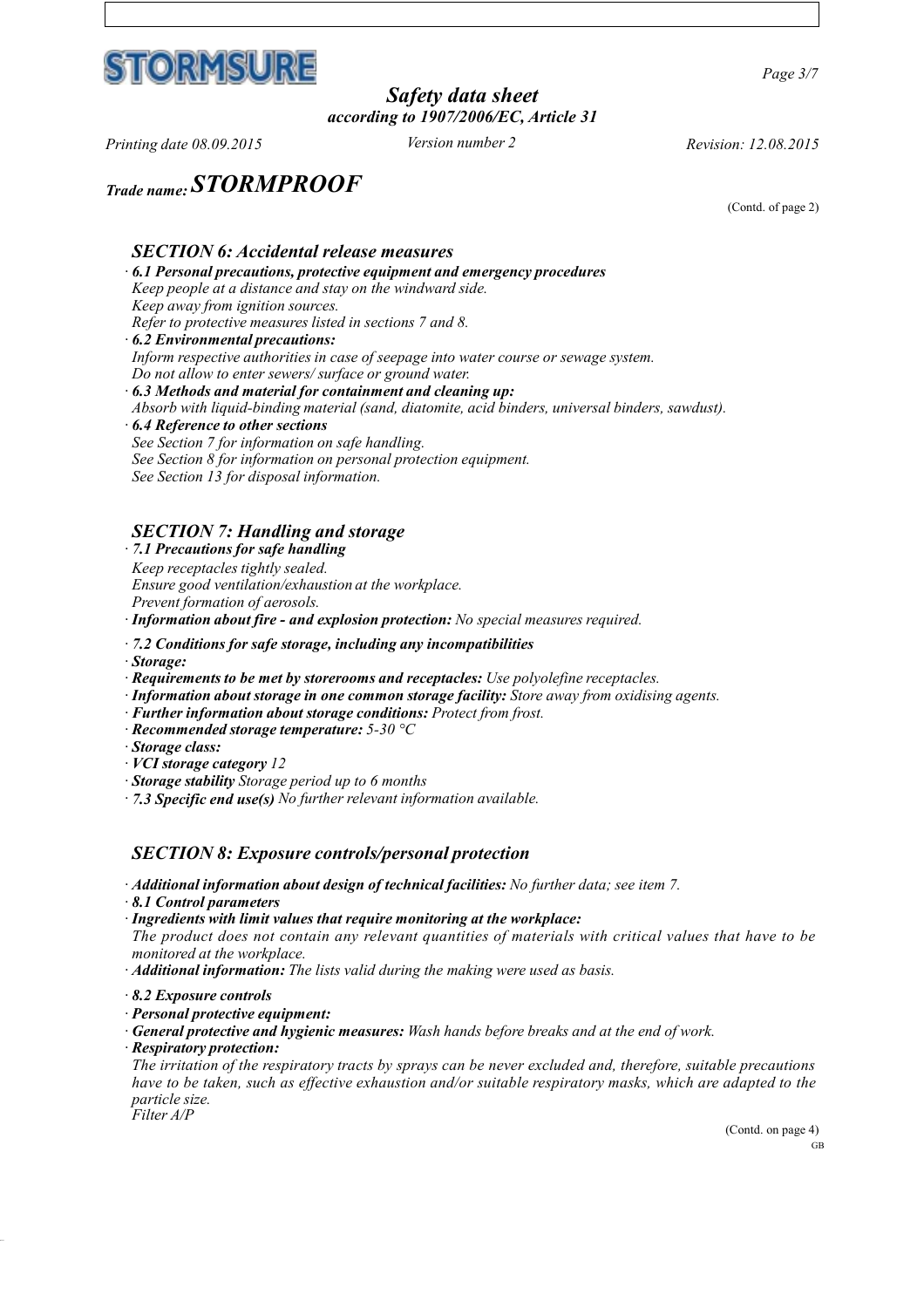# Safety data sheet

*according to 1907/2006/EC, Article 31*

*Printing date 08.09.2015* *Version number 2* *Revision: 12.08.2015*

*Trade name:* ***STORMPROOF***

(Contd. of page 2)

## SECTION 6: Accidental release measures

· **6.1 Personal precautions, protective equipment and emergency procedures**
*Keep people at a distance and stay on the windward side.*
*Keep away from ignition sources.*
*Refer to protective measures listed in sections 7 and 8.*

· **6.2 Environmental precautions:**
*Inform respective authorities in case of seepage into water course or sewage system.*
*Do not allow to enter sewers/ surface or ground water.*

· **6.3 Methods and material for containment and cleaning up:**
*Absorb with liquid-binding material (sand, diatomite, acid binders, universal binders, sawdust).*

· **6.4 Reference to other sections**
*See Section 7 for information on safe handling.*
*See Section 8 for information on personal protection equipment.*
*See Section 13 for disposal information.*

## SECTION 7: Handling and storage

· **7.1 Precautions for safe handling**
*Keep receptacles tightly sealed.*
*Ensure good ventilation/exhaustion at the workplace.*
*Prevent formation of aerosols.*

· **Information about fire - and explosion protection:** *No special measures required.*

· **7.2 Conditions for safe storage, including any incompatibilities**

· **Storage:**

· **Requirements to be met by storerooms and receptacles:** *Use polyolefine receptacles.*

· **Information about storage in one common storage facility:** *Store away from oxidising agents.*

· **Further information about storage conditions:** *Protect from frost.*

· **Recommended storage temperature:** *5-30 °C*

· **Storage class:**

· **VCI storage category** *12*

· **Storage stability** *Storage period up to 6 months*

· **7.3 Specific end use(s)** *No further relevant information available.*

## SECTION 8: Exposure controls/personal protection

· **Additional information about design of technical facilities:** *No further data; see item 7.*

· **8.1 Control parameters**

· **Ingredients with limit values that require monitoring at the workplace:**
*The product does not contain any relevant quantities of materials with critical values that have to be monitored at the workplace.*

· **Additional information:** *The lists valid during the making were used as basis.*

· **8.2 Exposure controls**

· **Personal protective equipment:**

· **General protective and hygienic measures:** *Wash hands before breaks and at the end of work.*

· **Respiratory protection:**
*The irritation of the respiratory tracts by sprays can be never excluded and, therefore, suitable precautions have to be taken, such as effective exhaustion and/or suitable respiratory masks, which are adapted to the particle size.*
*Filter A/P*

(Contd. on page 4)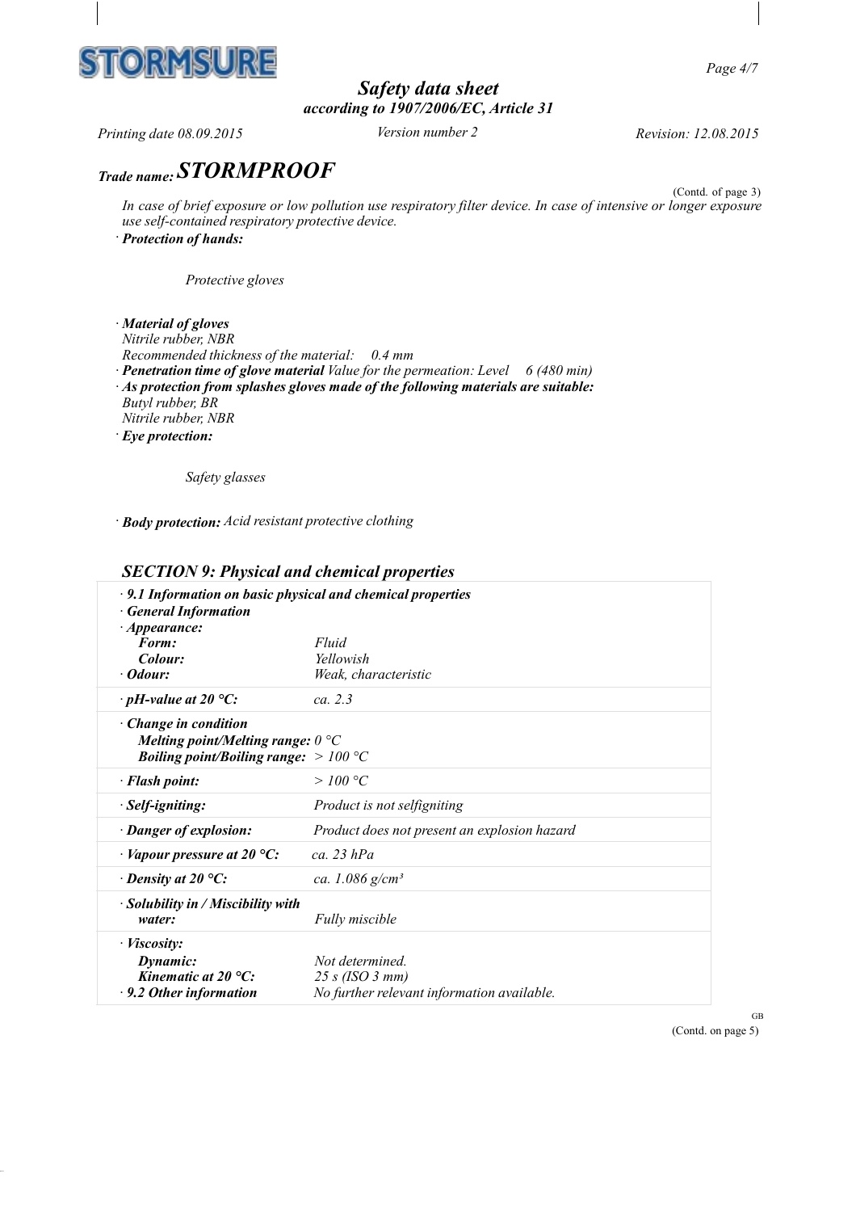*Trade name:* ***STORMPROOF***

(Contd. of page 3)

*In case of brief exposure or low pollution use respiratory filter device. In case of intensive or longer exposure use self-contained respiratory protective device.*

· ***Protection of hands:***

*Protective gloves*

· ***Material of gloves***
*Nitrile rubber, NBR*
*Recommended thickness of the material: 0.4 mm*

· ***Penetration time of glove material*** *Value for the permeation: Level 6 (480 min)*

· ***As protection from splashes gloves made of the following materials are suitable:***
*Butyl rubber, BR*
*Nitrile rubber, NBR*

· ***Eye protection:***

*Safety glasses*

· ***Body protection:*** *Acid resistant protective clothing*

## *SECTION 9: Physical and chemical properties*

| | |
|---|---|
| · ***9.1 Information on basic physical and chemical properties*** | |
| · ***General Information*** | |
| · ***Appearance:*** | |
| ***Form:*** | *Fluid* |
| ***Colour:*** | *Yellowish* |
| · ***Odour:*** | *Weak, characteristic* |
| · ***pH-value at 20 °C:*** | *ca. 2.3* |
| · ***Change in condition*** | |
| ***Melting point/Melting range:*** | *0 °C* |
| ***Boiling point/Boiling range:*** | *> 100 °C* |
| · ***Flash point:*** | *> 100 °C* |
| · ***Self-igniting:*** | *Product is not selfigniting* |
| · ***Danger of explosion:*** | *Product does not present an explosion hazard* |
| · ***Vapour pressure at 20 °C:*** | *ca. 23 hPa* |
| · ***Density at 20 °C:*** | *ca. 1.086 g/cm³* |
| · ***Solubility in / Miscibility with water:*** | *Fully miscible* |
| · ***Viscosity:*** | |
| ***Dynamic:*** | *Not determined.* |
| ***Kinematic at 20 °C:*** | *25 s (ISO 3 mm)* |
| · ***9.2 Other information*** | *No further relevant information available.* |

(Contd. on page 5)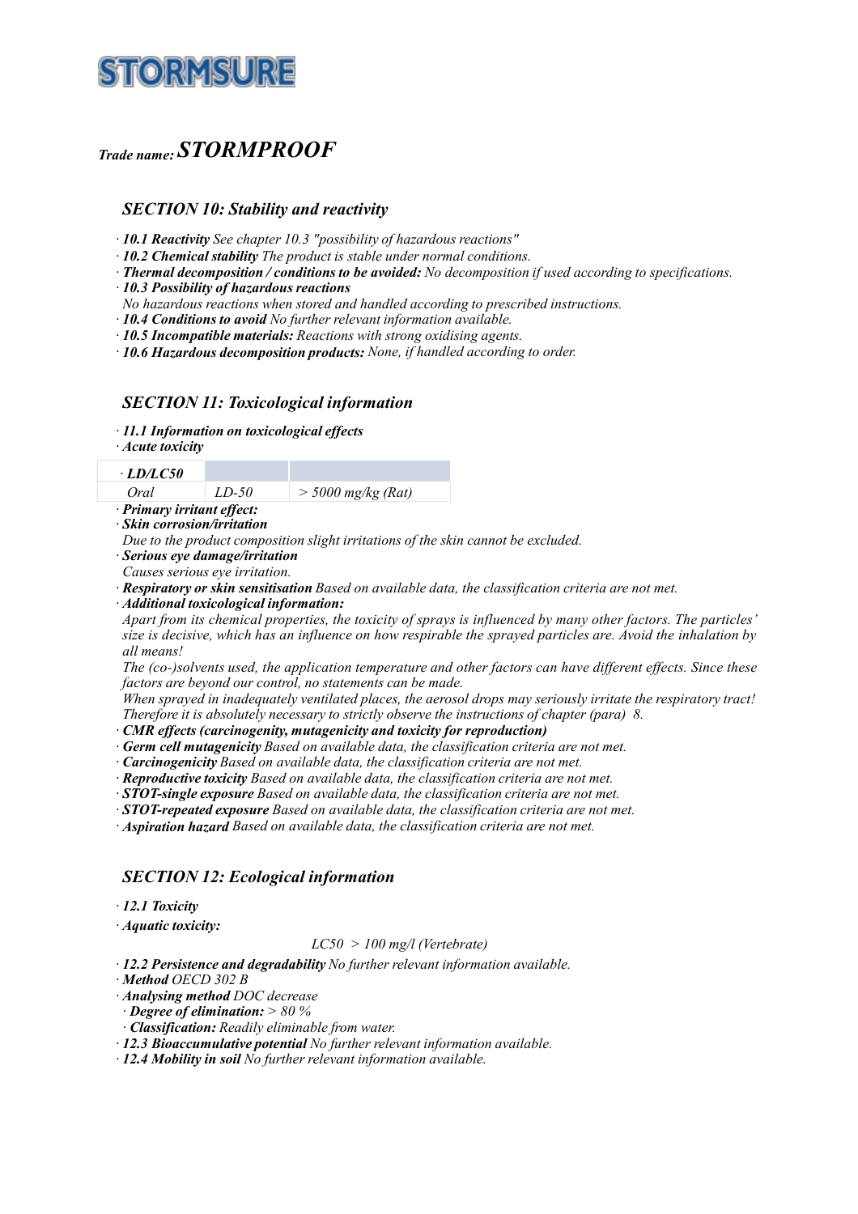**Trade name: STORMPROOF**

## SECTION 10: Stability and reactivity

· ***10.1 Reactivity*** *See chapter 10.3 "possibility of hazardous reactions"*
· ***10.2 Chemical stability*** *The product is stable under normal conditions.*
· ***Thermal decomposition / conditions to be avoided:*** *No decomposition if used according to specifications.*
· ***10.3 Possibility of hazardous reactions***
*No hazardous reactions when stored and handled according to prescribed instructions.*
· ***10.4 Conditions to avoid*** *No further relevant information available.*
· ***10.5 Incompatible materials:*** *Reactions with strong oxidising agents.*
· ***10.6 Hazardous decomposition products:*** *None, if handled according to order.*

## SECTION 11: Toxicological information

· ***11.1 Information on toxicological effects***
· ***Acute toxicity***

| · LD/LC50 | | |
|---|---|---|
| Oral | LD-50 | > 5000 mg/kg (Rat) |

· ***Primary irritant effect:***
· ***Skin corrosion/irritation***
*Due to the product composition slight irritations of the skin cannot be excluded.*
· ***Serious eye damage/irritation***
*Causes serious eye irritation.*
· ***Respiratory or skin sensitisation*** *Based on available data, the classification criteria are not met.*
· ***Additional toxicological information:***
*Apart from its chemical properties, the toxicity of sprays is influenced by many other factors. The particles' size is decisive, which has an influence on how respirable the sprayed particles are. Avoid the inhalation by all means!*
*The (co-)solvents used, the application temperature and other factors can have different effects. Since these factors are beyond our control, no statements can be made.*
*When sprayed in inadequately ventilated places, the aerosol drops may seriously irritate the respiratory tract! Therefore it is absolutely necessary to strictly observe the instructions of chapter (para) 8.*
· ***CMR effects (carcinogenity, mutagenicity and toxicity for reproduction)***
· ***Germ cell mutagenicity*** *Based on available data, the classification criteria are not met.*
· ***Carcinogenicity*** *Based on available data, the classification criteria are not met.*
· ***Reproductive toxicity*** *Based on available data, the classification criteria are not met.*
· ***STOT-single exposure*** *Based on available data, the classification criteria are not met.*
· ***STOT-repeated exposure*** *Based on available data, the classification criteria are not met.*
· ***Aspiration hazard*** *Based on available data, the classification criteria are not met.*

## SECTION 12: Ecological information

· ***12.1 Toxicity***
· ***Aquatic toxicity:***

*LC50 > 100 mg/l (Vertebrate)*

· ***12.2 Persistence and degradability*** *No further relevant information available.*
· ***Method*** *OECD 302 B*
· ***Analysing method*** *DOC decrease*
· ***Degree of elimination:*** *> 80 %*
· ***Classification:*** *Readily eliminable from water.*
· ***12.3 Bioaccumulative potential*** *No further relevant information available.*
· ***12.4 Mobility in soil*** *No further relevant information available.*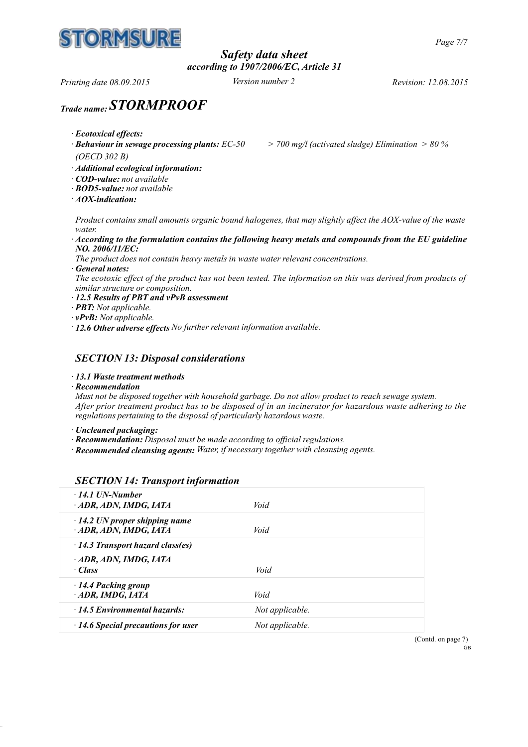# Safety data sheet

*according to 1907/2006/EC, Article 31*

*Printing date 08.09.2015* *Version number 2* *Revision: 12.08.2015*

## *Trade name:* ***STORMPROOF***

· ***Ecotoxical effects:***
· ***Behaviour in sewage processing plants:*** *EC-50 > 700 mg/l (activated sludge) Elimination > 80 % (OECD 302 B)*
· ***Additional ecological information:***
· ***COD-value:*** *not available*
· ***BOD5-value:*** *not available*
· ***AOX-indication:***

*Product contains small amounts organic bound halogenes, that may slightly affect the AOX-value of the waste water.*

· ***According to the formulation contains the following heavy metals and compounds from the EU guideline NO. 2006/11/EC:***
*The product does not contain heavy metals in waste water relevant concentrations.*
· ***General notes:***
*The ecotoxic effect of the product has not been tested. The information on this was derived from products of similar structure or composition.*
· ***12.5 Results of PBT and vPvB assessment***
· ***PBT:*** *Not applicable.*
· ***vPvB:*** *Not applicable.*
· ***12.6 Other adverse effects*** *No further relevant information available.*

## SECTION 13: Disposal considerations

· ***13.1 Waste treatment methods***
· ***Recommendation***
*Must not be disposed together with household garbage. Do not allow product to reach sewage system. After prior treatment product has to be disposed of in an incinerator for hazardous waste adhering to the regulations pertaining to the disposal of particularly hazardous waste.*

· ***Uncleaned packaging:***
· ***Recommendation:*** *Disposal must be made according to official regulations.*
· ***Recommended cleansing agents:*** *Water, if necessary together with cleansing agents.*

## SECTION 14: Transport information

| | |
|---|---|
| · ***14.1 UN-Number*** <br> · ***ADR, ADN, IMDG, IATA*** | *Void* |
| · ***14.2 UN proper shipping name*** <br> · ***ADR, ADN, IMDG, IATA*** | *Void* |
| · ***14.3 Transport hazard class(es)*** <br> · ***ADR, ADN, IMDG, IATA*** <br> · ***Class*** | *Void* |
| · ***14.4 Packing group*** <br> · ***ADR, IMDG, IATA*** | *Void* |
| · ***14.5 Environmental hazards:*** | *Not applicable.* |
| · ***14.6 Special precautions for user*** | *Not applicable.* |

(Contd. on page 7)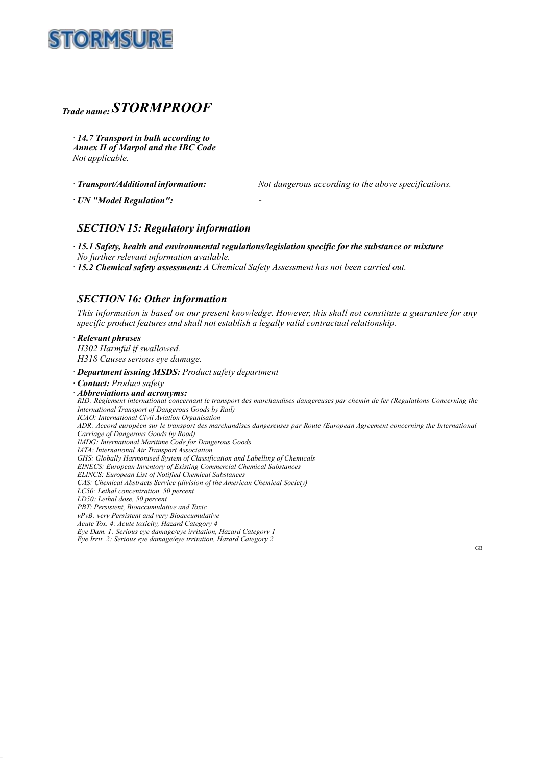*Trade name:* ***STORMPROOF***

· ***14.7 Transport in bulk according to Annex II of Marpol and the IBC Code***
*Not applicable.*

· ***Transport/Additional information:*** *Not dangerous according to the above specifications.*

· ***UN "Model Regulation":*** -

## *SECTION 15: Regulatory information*

· ***15.1 Safety, health and environmental regulations/legislation specific for the substance or mixture***
*No further relevant information available.*
· ***15.2 Chemical safety assessment:*** *A Chemical Safety Assessment has not been carried out.*

## *SECTION 16: Other information*

*This information is based on our present knowledge. However, this shall not constitute a guarantee for any specific product features and shall not establish a legally valid contractual relationship.*

· ***Relevant phrases***
*H302 Harmful if swallowed.*
*H318 Causes serious eye damage.*

· ***Department issuing MSDS:*** *Product safety department*

· ***Contact:*** *Product safety*

· ***Abbreviations and acronyms:***
*RID: Règlement international concernant le transport des marchandises dangereuses par chemin de fer (Regulations Concerning the International Transport of Dangerous Goods by Rail)*
*ICAO: International Civil Aviation Organisation*
*ADR: Accord européen sur le transport des marchandises dangereuses par Route (European Agreement concerning the International Carriage of Dangerous Goods by Road)*
*IMDG: International Maritime Code for Dangerous Goods*
*IATA: International Air Transport Association*
*GHS: Globally Harmonised System of Classification and Labelling of Chemicals*
*EINECS: European Inventory of Existing Commercial Chemical Substances*
*ELINCS: European List of Notified Chemical Substances*
*CAS: Chemical Abstracts Service (division of the American Chemical Society)*
*LC50: Lethal concentration, 50 percent*
*LD50: Lethal dose, 50 percent*
*PBT: Persistent, Bioaccumulative and Toxic*
*vPvB: very Persistent and very Bioaccumulative*
*Acute Tox. 4: Acute toxicity, Hazard Category 4*
*Eye Dam. 1: Serious eye damage/eye irritation, Hazard Category 1*
*Eye Irrit. 2: Serious eye damage/eye irritation, Hazard Category 2*